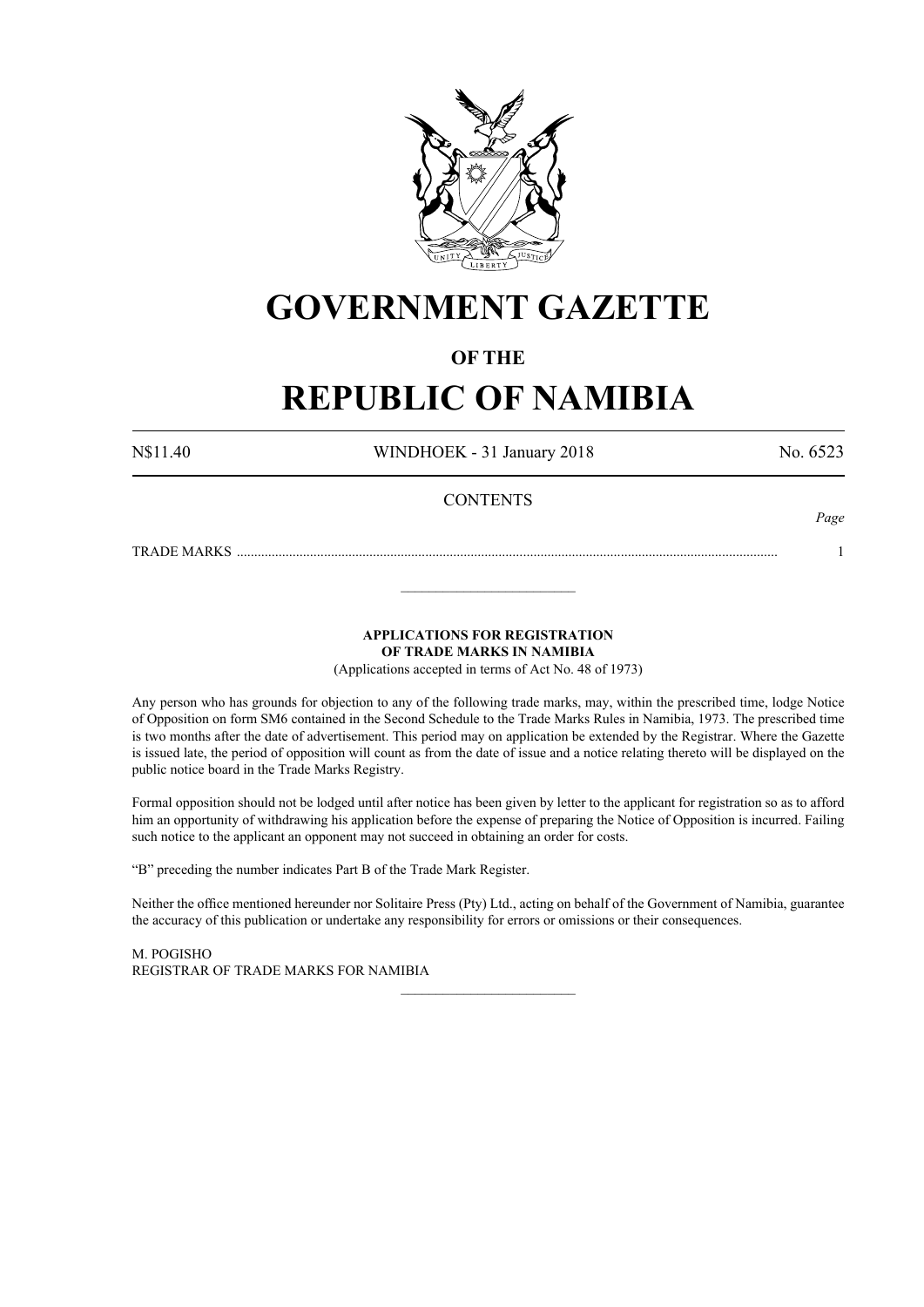# GOVERNMENT GAZETTE

## OF THE

# REPUBLIC OF NAMIBIA

N$11.40 WINDHOEK - 31 January 2018 No. 6523

CONTENTS

*Page*

TRADE MARKS ........................................................................................................................................................... 1

---

**APPLICATIONS FOR REGISTRATION**
**OF TRADE MARKS IN NAMIBIA**

(Applications accepted in terms of Act No. 48 of 1973)

Any person who has grounds for objection to any of the following trade marks, may, within the prescribed time, lodge Notice of Opposition on form SM6 contained in the Second Schedule to the Trade Marks Rules in Namibia, 1973. The prescribed time is two months after the date of advertisement. This period may on application be extended by the Registrar. Where the Gazette is issued late, the period of opposition will count as from the date of issue and a notice relating thereto will be displayed on the public notice board in the Trade Marks Registry.

Formal opposition should not be lodged until after notice has been given by letter to the applicant for registration so as to afford him an opportunity of withdrawing his application before the expense of preparing the Notice of Opposition is incurred. Failing such notice to the applicant an opponent may not succeed in obtaining an order for costs.

"B" preceding the number indicates Part B of the Trade Mark Register.

Neither the office mentioned hereunder nor Solitaire Press (Pty) Ltd., acting on behalf of the Government of Namibia, guarantee the accuracy of this publication or undertake any responsibility for errors or omissions or their consequences.

M. POGISHO
REGISTRAR OF TRADE MARKS FOR NAMIBIA

---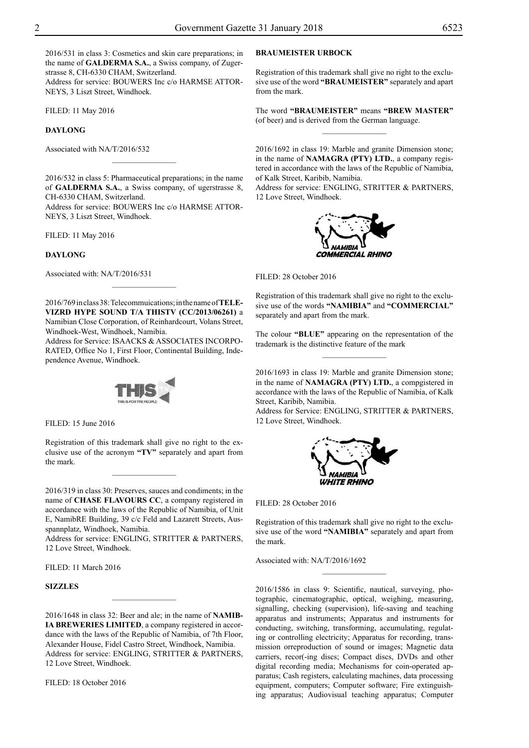2016/531 in class 3: Cosmetics and skin care preparations; in the name of **GALDERMA S.A.**, a Swiss company, of Zugerstrasse 8, CH-6330 CHAM, Switzerland.
Address for service: BOUWERS Inc c/o HARMSE ATTORNEYS, 3 Liszt Street, Windhoek.

FILED: 11 May 2016

**DAYLONG**

Associated with NA/T/2016/532

________________

2016/532 in class 5: Pharmaceutical preparations; in the name of **GALDERMA S.A.**, a Swiss company, of ugerstrasse 8, CH-6330 CHAM, Switzerland.
Address for service: BOUWERS Inc c/o HARMSE ATTORNEYS, 3 Liszt Street, Windhoek.

FILED: 11 May 2016

**DAYLONG**

Associated with: NA/T/2016/531

________________

2016/769 in class 38: Telecommuications; in the name of **TELEVIZRD HYPE SOUND T/A THISTV (CC/2013/06261)** a Namibian Close Corporation, of Reinhardcourt, Volans Street, Windhoek-West, Windhoek, Namibia.
Address for Service: ISAACKS & ASSOCIATES INCORPORATED, Office No 1, First Floor, Continental Building, Independence Avenue, Windhoek.

FILED: 15 June 2016

Registration of this trademark shall give no right to the exclusive use of the acronym **"TV"** separately and apart from the mark.

________________

2016/319 in class 30: Preserves, sauces and condiments; in the name of **CHASE FLAVOURS CC**, a company registered in accordance with the laws of the Republic of Namibia, of Unit E, NamibRE Building, 39 c/c Feld and Lazarett Streets, Ausspannplatz, Windhoek, Namibia.
Address for service: ENGLING, STRITTER & PARTNERS, 12 Love Street, Windhoek.

FILED: 11 March 2016

**SIZZLES**

________________

2016/1648 in class 32: Beer and ale; in the name of **NAMIBIA BREWERIES LIMITED**, a company registered in accordance with the laws of the Republic of Namibia, of 7th Floor, Alexander House, Fidel Castro Street, Windhoek, Namibia.
Address for service: ENGLING, STRITTER & PARTNERS, 12 Love Street, Windhoek.

FILED: 18 October 2016

**BRAUMEISTER URBOCK**

Registration of this trademark shall give no right to the exclusive use of the word **"BRAUMEISTER"** separately and apart from the mark.

The word **"BRAUMEISTER"** means **"BREW MASTER"** (of beer) and is derived from the German language.

________________

2016/1692 in class 19: Marble and granite Dimension stone; in the name of **NAMAGRA (PTY) LTD.**, a company registered in accordance with the laws of the Republic of Namibia, of Kalk Street, Karibib, Namibia.
Address for service: ENGLING, STRITTER & PARTNERS, 12 Love Street, Windhoek.

FILED: 28 October 2016

Registration of this trademark shall give no right to the exclusive use of the words **"NAMIBIA"** and **"COMMERCIAL"** separately and apart from the mark.

The colour **"BLUE"** appearing on the representation of the trademark is the distinctive feature of the mark

________________

2016/1693 in class 19: Marble and granite Dimension stone; in the name of **NAMAGRA (PTY) LTD.**, a compgistered in accordance with the laws of the Republic of Namibia, of Kalk Street, Karibib, Namibia.
Address for Service: ENGLING, STRITTER & PARTNERS, 12 Love Street, Windhoek.

FILED: 28 October 2016

Registration of this trademark shall give no right to the exclusive use of the word **"NAMIBIA"** separately and apart from the mark.

Associated with: NA/T/2016/1692

________________

2016/1586 in class 9: Scientific, nautical, surveying, photographic, cinematographic, optical, weighing, measuring, signalling, checking (supervision), life-saving and teaching apparatus and instruments; Apparatus and instruments for conducting, switching, transforming, accumulating, regulating or controlling electricity; Apparatus for recording, transmission orreproduction of sound or images; Magnetic data carriers, recor(-ing discs; Compact discs, DVDs and other digital recording media; Mechanisms for coin-operated apparatus; Cash registers, calculating machines, data processing equipment, computers; Computer software; Fire extinguishing apparatus; Audiovisual teaching apparatus; Computer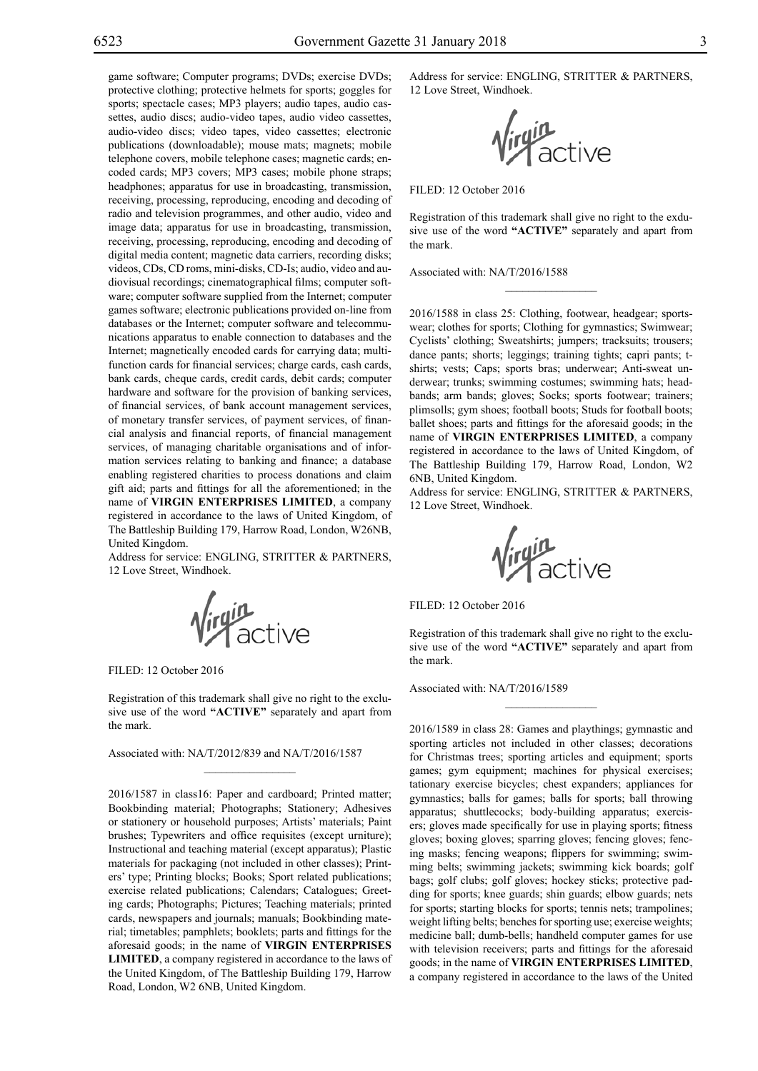game software; Computer programs; DVDs; exercise DVDs; protective clothing; protective helmets for sports; goggles for sports; spectacle cases; MP3 players; audio tapes, audio cassettes, audio discs; audio-video tapes, audio video cassettes, audio-video discs; video tapes, video cassettes; electronic publications (downloadable); mouse mats; magnets; mobile telephone covers, mobile telephone cases; magnetic cards; encoded cards; MP3 covers; MP3 cases; mobile phone straps; headphones; apparatus for use in broadcasting, transmission, receiving, processing, reproducing, encoding and decoding of radio and television programmes, and other audio, video and image data; apparatus for use in broadcasting, transmission, receiving, processing, reproducing, encoding and decoding of digital media content; magnetic data carriers, recording disks; videos, CDs, CD roms, mini-disks, CD-Is; audio, video and audiovisual recordings; cinematographical films; computer software; computer software supplied from the Internet; computer games software; electronic publications provided on-line from databases or the Internet; computer software and telecommunications apparatus to enable connection to databases and the Internet; magnetically encoded cards for carrying data; multifunction cards for financial services; charge cards, cash cards, bank cards, cheque cards, credit cards, debit cards; computer hardware and software for the provision of banking services, of financial services, of bank account management services, of monetary transfer services, of payment services, of financial analysis and financial reports, of financial management services, of managing charitable organisations and of information services relating to banking and finance; a database enabling registered charities to process donations and claim gift aid; parts and fittings for all the aforementioned; in the name of **VIRGIN ENTERPRISES LIMITED**, a company registered in accordance to the laws of United Kingdom, of The Battleship Building 179, Harrow Road, London, W26NB, United Kingdom.

Address for service: ENGLING, STRITTER & PARTNERS, 12 Love Street, Windhoek.

Virgin active

FILED: 12 October 2016

Registration of this trademark shall give no right to the exclusive use of the word **"ACTIVE"** separately and apart from the mark.

Associated with: NA/T/2012/839 and NA/T/2016/1587

---

2016/1587 in class16: Paper and cardboard; Printed matter; Bookbinding material; Photographs; Stationery; Adhesives or stationery or household purposes; Artists' materials; Paint brushes; Typewriters and office requisites (except urniture); Instructional and teaching material (except apparatus); Plastic materials for packaging (not included in other classes); Printers' type; Printing blocks; Books; Sport related publications; exercise related publications; Calendars; Catalogues; Greeting cards; Photographs; Pictures; Teaching materials; printed cards, newspapers and journals; manuals; Bookbinding material; timetables; pamphlets; booklets; parts and fittings for the aforesaid goods; in the name of **VIRGIN ENTERPRISES LIMITED**, a company registered in accordance to the laws of the United Kingdom, of The Battleship Building 179, Harrow Road, London, W2 6NB, United Kingdom.

Address for service: ENGLING, STRITTER & PARTNERS, 12 Love Street, Windhoek.

Virgin active

FILED: 12 October 2016

Registration of this trademark shall give no right to the exdusive use of the word **"ACTIVE"** separately and apart from the mark.

Associated with: NA/T/2016/1588

---

2016/1588 in class 25: Clothing, footwear, headgear; sportswear; clothes for sports; Clothing for gymnastics; Swimwear; Cyclists' clothing; Sweatshirts; jumpers; tracksuits; trousers; dance pants; shorts; leggings; training tights; capri pants; t-shirts; vests; Caps; sports bras; underwear; Anti-sweat underwear; trunks; swimming costumes; swimming hats; headbands; arm bands; gloves; Socks; sports footwear; trainers; plimsolls; gym shoes; football boots; Studs for football boots; ballet shoes; parts and fittings for the aforesaid goods; in the name of **VIRGIN ENTERPRISES LIMITED**, a company registered in accordance to the laws of United Kingdom, of The Battleship Building 179, Harrow Road, London, W2 6NB, United Kingdom.

Address for service: ENGLING, STRITTER & PARTNERS, 12 Love Street, Windhoek.

Virgin active

FILED: 12 October 2016

Registration of this trademark shall give no right to the exclusive use of the word **"ACTIVE"** separately and apart from the mark.

Associated with: NA/T/2016/1589

---

2016/1589 in class 28: Games and playthings; gymnastic and sporting articles not included in other classes; decorations for Christmas trees; sporting articles and equipment; sports games; gym equipment; machines for physical exercises; tationary exercise bicycles; chest expanders; appliances for gymnastics; balls for games; balls for sports; ball throwing apparatus; shuttlecocks; body-building apparatus; exercisers; gloves made specifically for use in playing sports; fitness gloves; boxing gloves; sparring gloves; fencing gloves; fencing masks; fencing weapons; flippers for swimming; swimming belts; swimming jackets; swimming kick boards; golf bags; golf clubs; golf gloves; hockey sticks; protective padding for sports; knee guards; shin guards; elbow guards; nets for sports; starting blocks for sports; tennis nets; trampolines; weight lifting belts; benches for sporting use; exercise weights; medicine ball; dumb-bells; handheld computer games for use with television receivers; parts and fittings for the aforesaid goods; in the name of **VIRGIN ENTERPRISES LIMITED**, a company registered in accordance to the laws of the United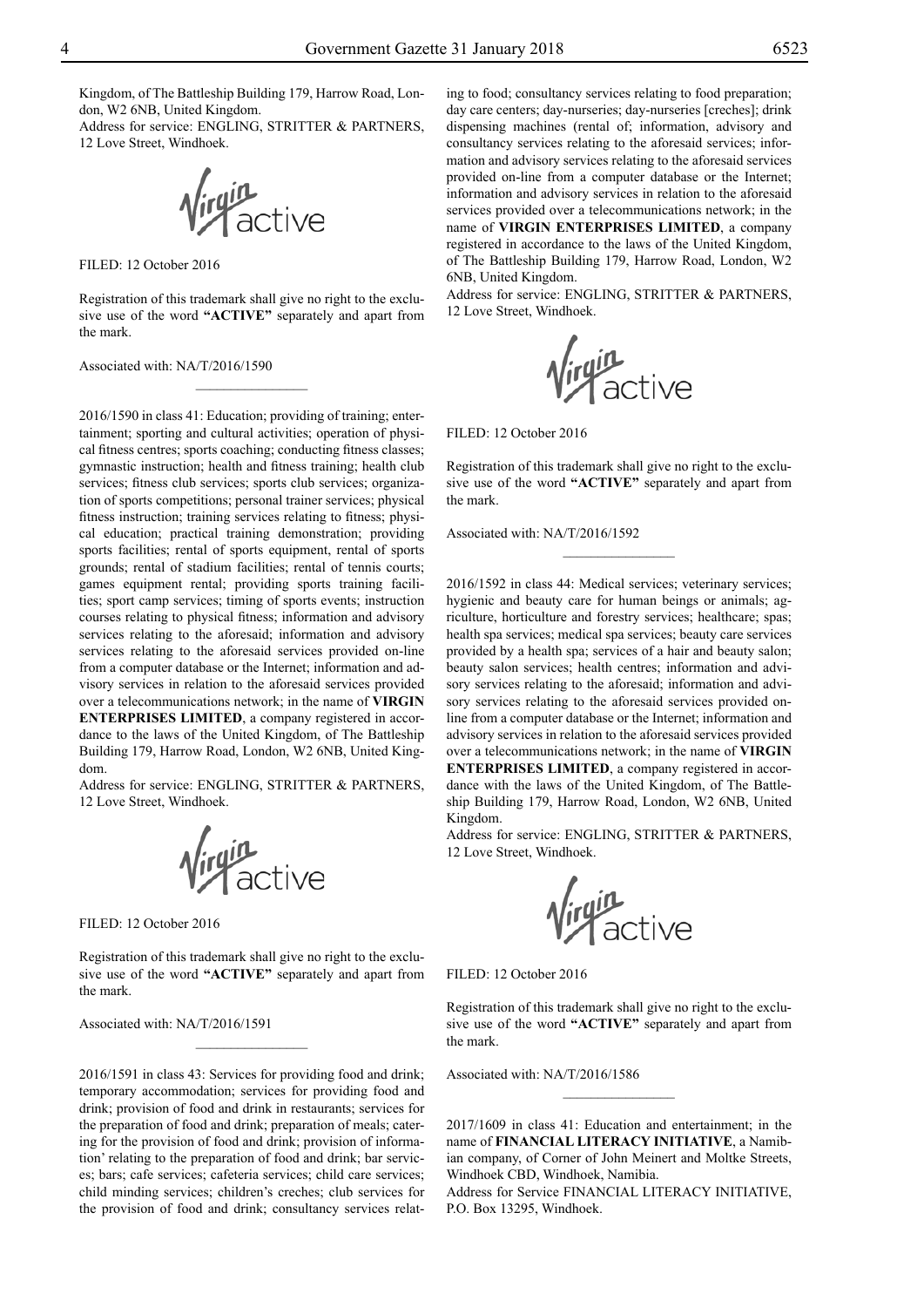Kingdom, of The Battleship Building 179, Harrow Road, London, W2 6NB, United Kingdom.
Address for service: ENGLING, STRITTER & PARTNERS, 12 Love Street, Windhoek.

FILED: 12 October 2016

Registration of this trademark shall give no right to the exclusive use of the word **"ACTIVE"** separately and apart from the mark.

Associated with: NA/T/2016/1590

________________

2016/1590 in class 41: Education; providing of training; entertainment; sporting and cultural activities; operation of physical fitness centres; sports coaching; conducting fitness classes; gymnastic instruction; health and fitness training; health club services; fitness club services; sports club services; organization of sports competitions; personal trainer services; physical fitness instruction; training services relating to fitness; physical education; practical training demonstration; providing sports facilities; rental of sports equipment, rental of sports grounds; rental of stadium facilities; rental of tennis courts; games equipment rental; providing sports training facilities; sport camp services; timing of sports events; instruction courses relating to physical fitness; information and advisory services relating to the aforesaid; information and advisory services relating to the aforesaid services provided on-line from a computer database or the Internet; information and advisory services in relation to the aforesaid services provided over a telecommunications network; in the name of **VIRGIN ENTERPRISES LIMITED**, a company registered in accordance to the laws of the United Kingdom, of The Battleship Building 179, Harrow Road, London, W2 6NB, United Kingdom.
Address for service: ENGLING, STRITTER & PARTNERS, 12 Love Street, Windhoek.

FILED: 12 October 2016

Registration of this trademark shall give no right to the exclusive use of the word **"ACTIVE"** separately and apart from the mark.

Associated with: NA/T/2016/1591

________________

2016/1591 in class 43: Services for providing food and drink; temporary accommodation; services for providing food and drink; provision of food and drink in restaurants; services for the preparation of food and drink; preparation of meals; catering for the provision of food and drink; provision of information' relating to the preparation of food and drink; bar services; bars; cafe services; cafeteria services; child care services; child minding services; children's creches; club services for the provision of food and drink; consultancy services relating to food; consultancy services relating to food preparation; day care centers; day-nurseries; day-nurseries [creches]; drink dispensing machines (rental of; information, advisory and consultancy services relating to the aforesaid services; information and advisory services relating to the aforesaid services provided on-line from a computer database or the Internet; information and advisory services in relation to the aforesaid services provided over a telecommunications network; in the name of **VIRGIN ENTERPRISES LIMITED**, a company registered in accordance to the laws of the United Kingdom, of The Battleship Building 179, Harrow Road, London, W2 6NB, United Kingdom.
Address for service: ENGLING, STRITTER & PARTNERS, 12 Love Street, Windhoek.

FILED: 12 October 2016

Registration of this trademark shall give no right to the exclusive use of the word **"ACTIVE"** separately and apart from the mark.

Associated with: NA/T/2016/1592

________________

2016/1592 in class 44: Medical services; veterinary services; hygienic and beauty care for human beings or animals; agriculture, horticulture and forestry services; healthcare; spas; health spa services; medical spa services; beauty care services provided by a health spa; services of a hair and beauty salon; beauty salon services; health centres; information and advisory services relating to the aforesaid; information and advisory services relating to the aforesaid services provided online from a computer database or the Internet; information and advisory services in relation to the aforesaid services provided over a telecommunications network; in the name of **VIRGIN ENTERPRISES LIMITED**, a company registered in accordance with the laws of the United Kingdom, of The Battleship Building 179, Harrow Road, London, W2 6NB, United Kingdom.
Address for service: ENGLING, STRITTER & PARTNERS, 12 Love Street, Windhoek.

FILED: 12 October 2016

Registration of this trademark shall give no right to the exclusive use of the word **"ACTIVE"** separately and apart from the mark.

Associated with: NA/T/2016/1586

________________

2017/1609 in class 41: Education and entertainment; in the name of **FINANCIAL LITERACY INITIATIVE**, a Namibian company, of Corner of John Meinert and Moltke Streets, Windhoek CBD, Windhoek, Namibia.
Address for Service FINANCIAL LITERACY INITIATIVE, P.O. Box 13295, Windhoek.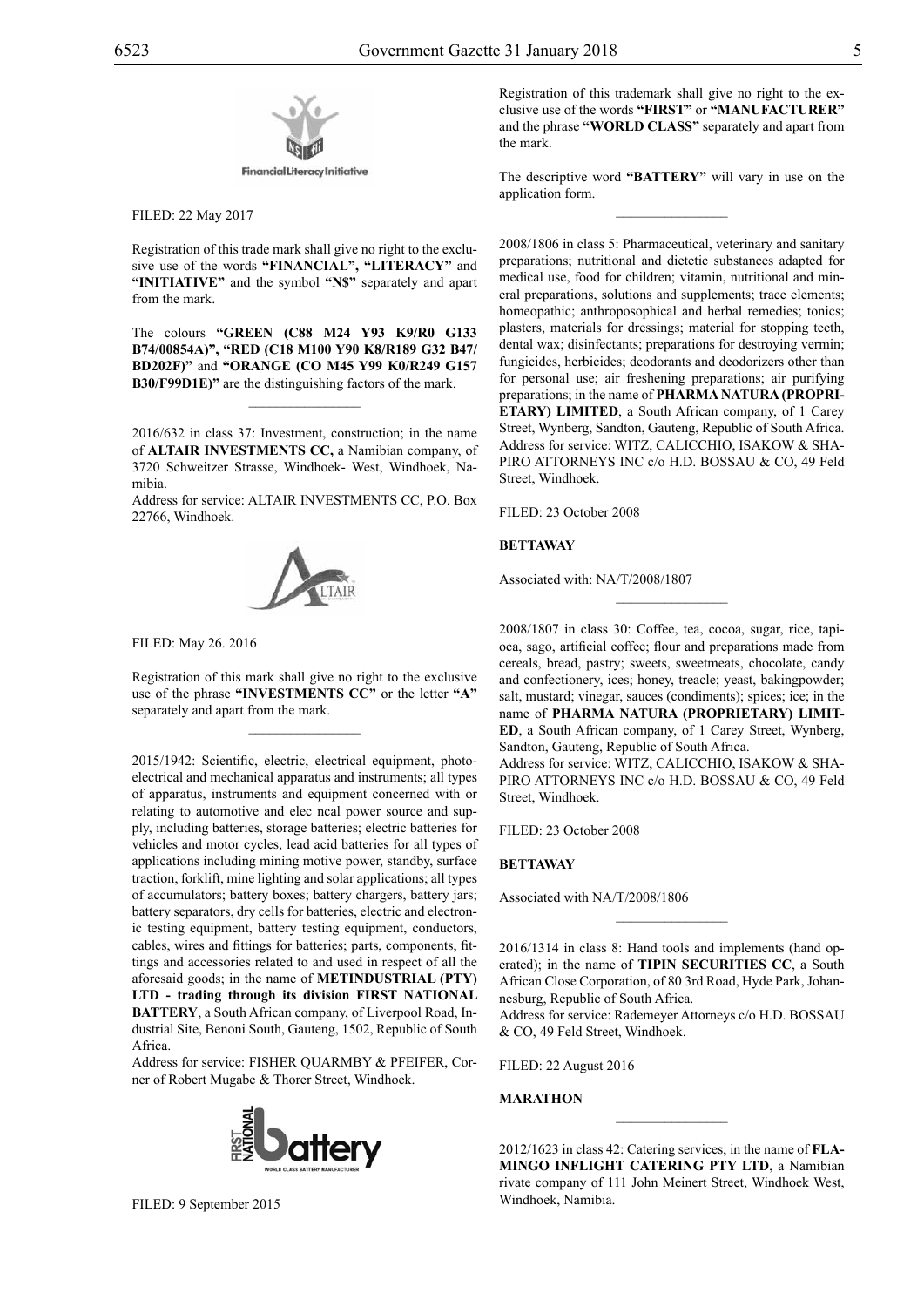FILED: 22 May 2017

Registration of this trade mark shall give no right to the exclusive use of the words **"FINANCIAL", "LITERACY"** and **"INITIATIVE"** and the symbol **"N$"** separately and apart from the mark.

The colours **"GREEN (C88 M24 Y93 K9/R0 G133 B74/00854A)", "RED (C18 M100 Y90 K8/R189 G32 B47/BD202F)"** and **"ORANGE (CO M45 Y99 K0/R249 G157 B30/F99D1E)"** are the distinguishing factors of the mark.

---

2016/632 in class 37: Investment, construction; in the name of **ALTAIR INVESTMENTS CC,** a Namibian company, of 3720 Schweitzer Strasse, Windhoek- West, Windhoek, Namibia.

Address for service: ALTAIR INVESTMENTS CC, P.O. Box 22766, Windhoek.

FILED: May 26. 2016

Registration of this mark shall give no right to the exclusive use of the phrase **"INVESTMENTS CC"** or the letter **"A"** separately and apart from the mark.

---

2015/1942: Scientific, electric, electrical equipment, photoelectrical and mechanical apparatus and instruments; all types of apparatus, instruments and equipment concerned with or relating to automotive and elec ncal power source and supply, including batteries, storage batteries; electric batteries for vehicles and motor cycles, lead acid batteries for all types of applications including mining motive power, standby, surface traction, forklift, mine lighting and solar applications; all types of accumulators; battery boxes; battery chargers, battery jars; battery separators, dry cells for batteries, electric and electronic testing equipment, battery testing equipment, conductors, cables, wires and fittings for batteries; parts, components, fittings and accessories related to and used in respect of all the aforesaid goods; in the name of **METINDUSTRIAL (PTY) LTD - trading through its division FIRST NATIONAL BATTERY**, a South African company, of Liverpool Road, Industrial Site, Benoni South, Gauteng, 1502, Republic of South Africa.

Address for service: FISHER QUARMBY & PFEIFER, Corner of Robert Mugabe & Thorer Street, Windhoek.

FILED: 9 September 2015

Registration of this trademark shall give no right to the exclusive use of the words **"FIRST"** or **"MANUFACTURER"** and the phrase **"WORLD CLASS"** separately and apart from the mark.

The descriptive word **"BATTERY"** will vary in use on the application form.

---

2008/1806 in class 5: Pharmaceutical, veterinary and sanitary preparations; nutritional and dietetic substances adapted for medical use, food for children; vitamin, nutritional and mineral preparations, solutions and supplements; trace elements; homeopathic; anthroposophical and herbal remedies; tonics; plasters, materials for dressings; material for stopping teeth, dental wax; disinfectants; preparations for destroying vermin; fungicides, herbicides; deodorants and deodorizers other than for personal use; air freshening preparations; air purifying preparations; in the name of **PHARMA NATURA (PROPRIETARY) LIMITED**, a South African company, of 1 Carey Street, Wynberg, Sandton, Gauteng, Republic of South Africa.

Address for service: WITZ, CALICCHIO, ISAKOW & SHAPIRO ATTORNEYS INC c/o H.D. BOSSAU & CO, 49 Feld Street, Windhoek.

FILED: 23 October 2008

**BETTAWAY**

Associated with: NA/T/2008/1807

---

2008/1807 in class 30: Coffee, tea, cocoa, sugar, rice, tapioca, sago, artificial coffee; flour and preparations made from cereals, bread, pastry; sweets, sweetmeats, chocolate, candy and confectionery, ices; honey, treacle; yeast, bakingpowder; salt, mustard; vinegar, sauces (condiments); spices; ice; in the name of **PHARMA NATURA (PROPRIETARY) LIMITED**, a South African company, of 1 Carey Street, Wynberg, Sandton, Gauteng, Republic of South Africa.

Address for service: WITZ, CALICCHIO, ISAKOW & SHAPIRO ATTORNEYS INC c/o H.D. BOSSAU & CO, 49 Feld Street, Windhoek.

FILED: 23 October 2008

**BETTAWAY**

Associated with NA/T/2008/1806

---

2016/1314 in class 8: Hand tools and implements (hand operated); in the name of **TIPIN SECURITIES CC**, a South African Close Corporation, of 80 3rd Road, Hyde Park, Johannesburg, Republic of South Africa.

Address for service: Rademeyer Attorneys c/o H.D. BOSSAU & CO, 49 Feld Street, Windhoek.

FILED: 22 August 2016

**MARATHON**

---

2012/1623 in class 42: Catering services, in the name of **FLAMINGO INFLIGHT CATERING PTY LTD**, a Namibian rivate company of 111 John Meinert Street, Windhoek West, Windhoek, Namibia.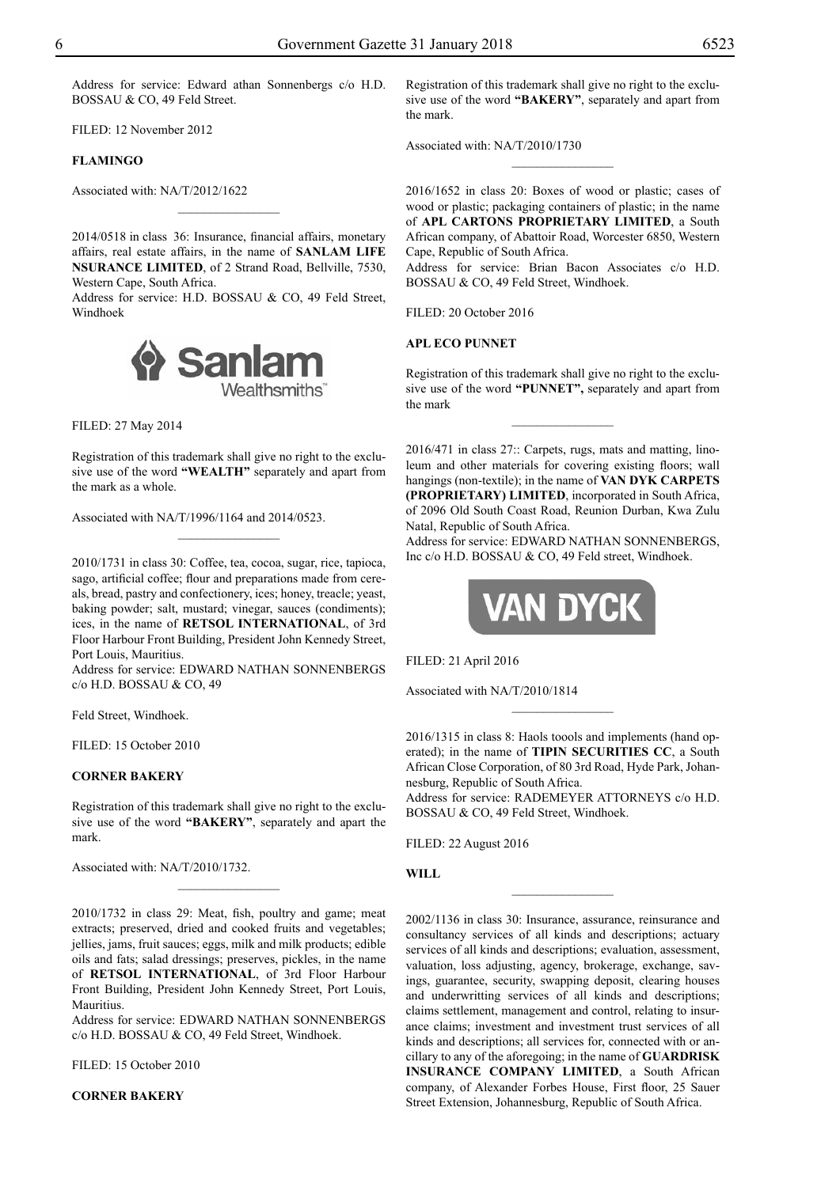Address for service: Edward athan Sonnenbergs c/o H.D. BOSSAU & CO, 49 Feld Street.

FILED: 12 November 2012

**FLAMINGO**

Associated with: NA/T/2012/1622

---

2014/0518 in class 36: Insurance, financial affairs, monetary affairs, real estate affairs, in the name of **SANLAM LIFE NSURANCE LIMITED**, of 2 Strand Road, Bellville, 7530, Western Cape, South Africa.

Address for service: H.D. BOSSAU & CO, 49 Feld Street, Windhoek

FILED: 27 May 2014

Registration of this trademark shall give no right to the exclusive use of the word **"WEALTH"** separately and apart from the mark as a whole.

Associated with NA/T/1996/1164 and 2014/0523.

---

2010/1731 in class 30: Coffee, tea, cocoa, sugar, rice, tapioca, sago, artificial coffee; flour and preparations made from cereals, bread, pastry and confectionery, ices; honey, treacle; yeast, baking powder; salt, mustard; vinegar, sauces (condiments); ices, in the name of **RETSOL INTERNATIONAL**, of 3rd Floor Harbour Front Building, President John Kennedy Street, Port Louis, Mauritius.

Address for service: EDWARD NATHAN SONNENBERGS c/o H.D. BOSSAU & CO, 49

Feld Street, Windhoek.

FILED: 15 October 2010

**CORNER BAKERY**

Registration of this trademark shall give no right to the exclusive use of the word **"BAKERY"**, separately and apart the mark.

Associated with: NA/T/2010/1732.

---

2010/1732 in class 29: Meat, fish, poultry and game; meat extracts; preserved, dried and cooked fruits and vegetables; jellies, jams, fruit sauces; eggs, milk and milk products; edible oils and fats; salad dressings; preserves, pickles, in the name of **RETSOL INTERNATIONAL**, of 3rd Floor Harbour Front Building, President John Kennedy Street, Port Louis, Mauritius.

Address for service: EDWARD NATHAN SONNENBERGS c/o H.D. BOSSAU & CO, 49 Feld Street, Windhoek.

FILED: 15 October 2010

**CORNER BAKERY**

Registration of this trademark shall give no right to the exclusive use of the word **"BAKERY"**, separately and apart from the mark.

Associated with: NA/T/2010/1730

---

2016/1652 in class 20: Boxes of wood or plastic; cases of wood or plastic; packaging containers of plastic; in the name of **APL CARTONS PROPRIETARY LIMITED**, a South African company, of Abattoir Road, Worcester 6850, Western Cape, Republic of South Africa.

Address for service: Brian Bacon Associates c/o H.D. BOSSAU & CO, 49 Feld Street, Windhoek.

FILED: 20 October 2016

**APL ECO PUNNET**

Registration of this trademark shall give no right to the exclusive use of the word **"PUNNET",** separately and apart from the mark

---

2016/471 in class 27:: Carpets, rugs, mats and matting, linoleum and other materials for covering existing floors; wall hangings (non-textile); in the name of **VAN DYK CARPETS (PROPRIETARY) LIMITED**, incorporated in South Africa, of 2096 Old South Coast Road, Reunion Durban, Kwa Zulu Natal, Republic of South Africa.

Address for service: EDWARD NATHAN SONNENBERGS, Inc c/o H.D. BOSSAU & CO, 49 Feld street, Windhoek.

FILED: 21 April 2016

Associated with NA/T/2010/1814

---

2016/1315 in class 8: Haols toools and implements (hand operated); in the name of **TIPIN SECURITIES CC**, a South African Close Corporation, of 80 3rd Road, Hyde Park, Johannesburg, Republic of South Africa.

Address for service: RADEMEYER ATTORNEYS c/o H.D. BOSSAU & CO, 49 Feld Street, Windhoek.

FILED: 22 August 2016

**WILL**

---

2002/1136 in class 30: Insurance, assurance, reinsurance and consultancy services of all kinds and descriptions; actuary services of all kinds and descriptions; evaluation, assessment, valuation, loss adjusting, agency, brokerage, exchange, savings, guarantee, security, swapping deposit, clearing houses and underwritting services of all kinds and descriptions; claims settlement, management and control, relating to insurance claims; investment and investment trust services of all kinds and descriptions; all services for, connected with or ancillary to any of the aforegoing; in the name of **GUARDRISK INSURANCE COMPANY LIMITED**, a South African company, of Alexander Forbes House, First floor, 25 Sauer Street Extension, Johannesburg, Republic of South Africa.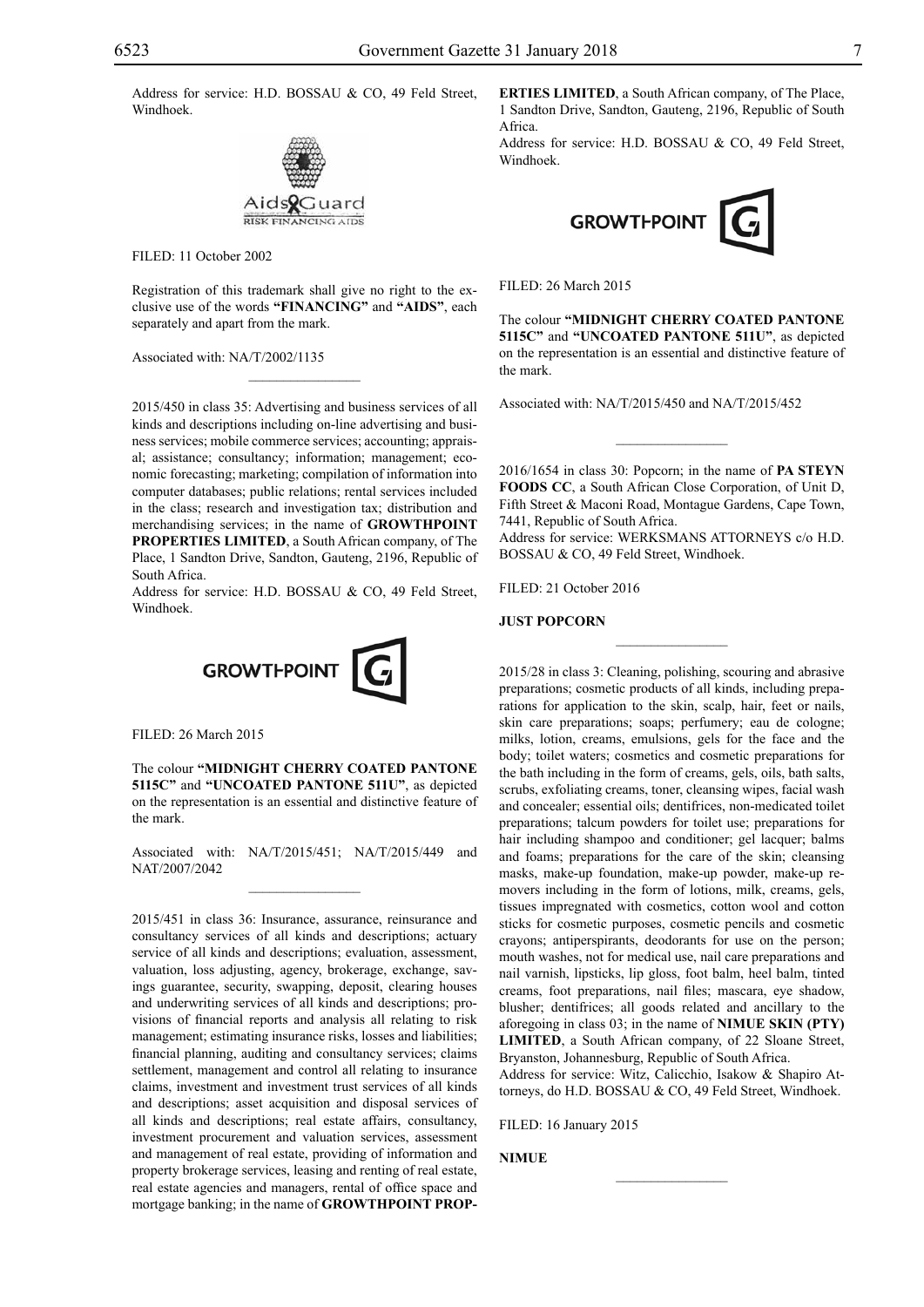Address for service: H.D. BOSSAU & CO, 49 Feld Street, Windhoek.

FILED: 11 October 2002

Registration of this trademark shall give no right to the exclusive use of the words **"FINANCING"** and **"AIDS"**, each separately and apart from the mark.

Associated with: NA/T/2002/1135

---

2015/450 in class 35: Advertising and business services of all kinds and descriptions including on-line advertising and business services; mobile commerce services; accounting; appraisal; assistance; consultancy; information; management; economic forecasting; marketing; compilation of information into computer databases; public relations; rental services included in the class; research and investigation tax; distribution and merchandising services; in the name of **GROWTHPOINT PROPERTIES LIMITED**, a South African company, of The Place, 1 Sandton Drive, Sandton, Gauteng, 2196, Republic of South Africa.

Address for service: H.D. BOSSAU & CO, 49 Feld Street, Windhoek.

FILED: 26 March 2015

The colour **"MIDNIGHT CHERRY COATED PANTONE 5115C"** and **"UNCOATED PANTONE 511U"**, as depicted on the representation is an essential and distinctive feature of the mark.

Associated with: NA/T/2015/451; NA/T/2015/449 and NAT/2007/2042

---

2015/451 in class 36: Insurance, assurance, reinsurance and consultancy services of all kinds and descriptions; actuary service of all kinds and descriptions; evaluation, assessment, valuation, loss adjusting, agency, brokerage, exchange, savings guarantee, security, swapping, deposit, clearing houses and underwriting services of all kinds and descriptions; provisions of financial reports and analysis all relating to risk management; estimating insurance risks, losses and liabilities; financial planning, auditing and consultancy services; claims settlement, management and control all relating to insurance claims, investment and investment trust services of all kinds and descriptions; asset acquisition and disposal services of all kinds and descriptions; real estate affairs, consultancy, investment procurement and valuation services, assessment and management of real estate, providing of information and property brokerage services, leasing and renting of real estate, real estate agencies and managers, rental of office space and mortgage banking; in the name of **GROWTHPOINT PROPERTIES LIMITED**, a South African company, of The Place, 1 Sandton Drive, Sandton, Gauteng, 2196, Republic of South Africa.

Address for service: H.D. BOSSAU & CO, 49 Feld Street, Windhoek.

FILED: 26 March 2015

The colour **"MIDNIGHT CHERRY COATED PANTONE 5115C"** and **"UNCOATED PANTONE 511U"**, as depicted on the representation is an essential and distinctive feature of the mark.

Associated with: NA/T/2015/450 and NA/T/2015/452

---

2016/1654 in class 30: Popcorn; in the name of **PA STEYN FOODS CC**, a South African Close Corporation, of Unit D, Fifth Street & Maconi Road, Montague Gardens, Cape Town, 7441, Republic of South Africa.

Address for service: WERKSMANS ATTORNEYS c/o H.D. BOSSAU & CO, 49 Feld Street, Windhoek.

FILED: 21 October 2016

**JUST POPCORN**

---

2015/28 in class 3: Cleaning, polishing, scouring and abrasive preparations; cosmetic products of all kinds, including preparations for application to the skin, scalp, hair, feet or nails, skin care preparations; soaps; perfumery; eau de cologne; milks, lotion, creams, emulsions, gels for the face and the body; toilet waters; cosmetics and cosmetic preparations for the bath including in the form of creams, gels, oils, bath salts, scrubs, exfoliating creams, toner, cleansing wipes, facial wash and concealer; essential oils; dentifrices, non-medicated toilet preparations; talcum powders for toilet use; preparations for hair including shampoo and conditioner; gel lacquer; balms and foams; preparations for the care of the skin; cleansing masks, make-up foundation, make-up powder, make-up removers including in the form of lotions, milk, creams, gels, tissues impregnated with cosmetics, cotton wool and cotton sticks for cosmetic purposes, cosmetic pencils and cosmetic crayons; antiperspirants, deodorants for use on the person; mouth washes, not for medical use, nail care preparations and nail varnish, lipsticks, lip gloss, foot balm, heel balm, tinted creams, foot preparations, nail files; mascara, eye shadow, blusher; dentifrices; all goods related and ancillary to the aforegoing in class 03; in the name of **NIMUE SKIN (PTY) LIMITED**, a South African company, of 22 Sloane Street, Bryanston, Johannesburg, Republic of South Africa.

Address for service: Witz, Calicchio, Isakow & Shapiro Attorneys, do H.D. BOSSAU & CO, 49 Feld Street, Windhoek.

FILED: 16 January 2015

**NIMUE**

---